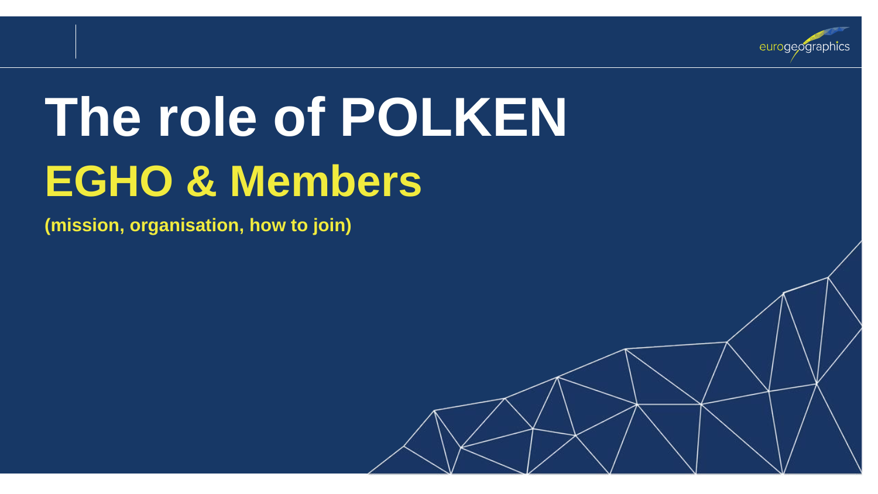# The role of POLKEN

## EGHO & Members

**(mission, organisation, how to join)**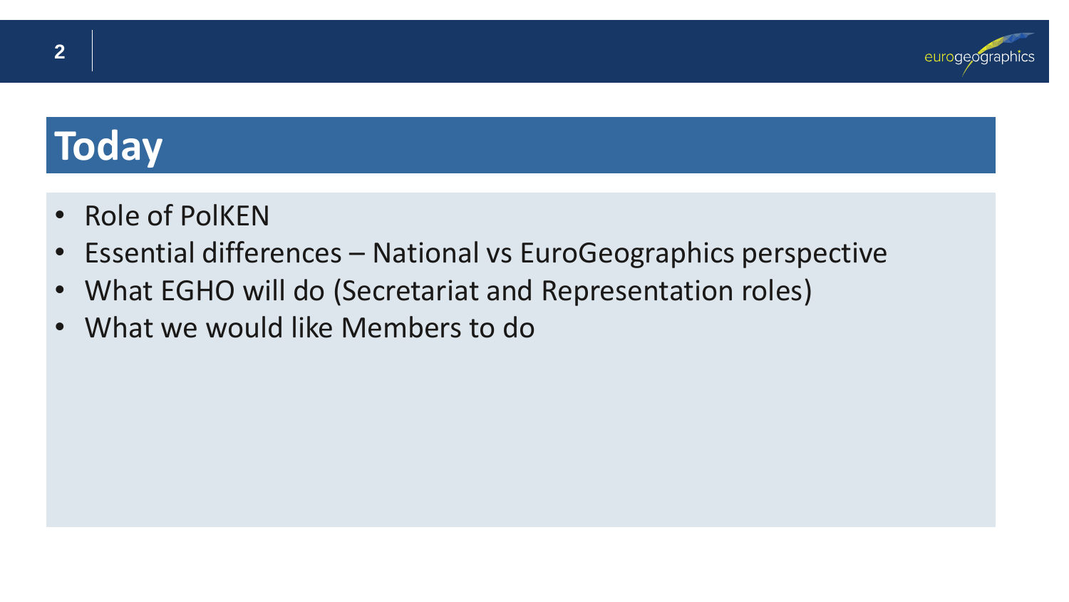# Today

- Role of PolKEN
- Essential differences – National vs EuroGeographics perspective
- What EGHO will do (Secretariat and Representation roles)
- What we would like Members to do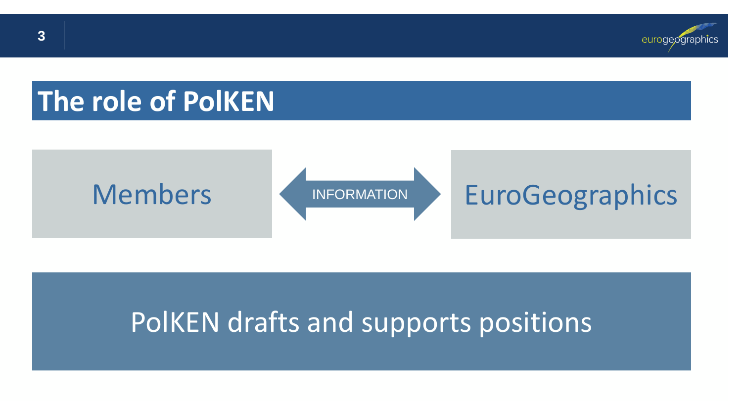# The role of PolKEN

Members ⟷ INFORMATION ⟷ EuroGeographics

PolKEN drafts and supports positions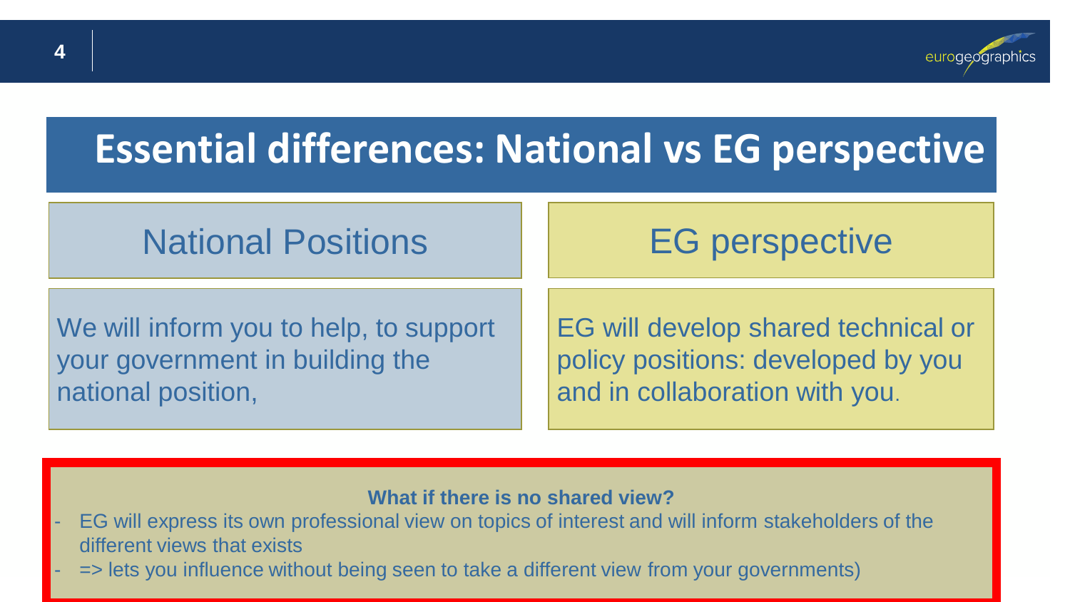# Essential differences: National vs EG perspective

| National Positions | EG perspective |
| --- | --- |
| We will inform you to help, to support your government in building the national position, | EG will develop shared technical or policy positions: developed by you and in collaboration with you. |

**What if there is no shared view?**

- EG will express its own professional view on topics of interest and will inform stakeholders of the different views that exists
- => lets you influence without being seen to take a different view from your governments)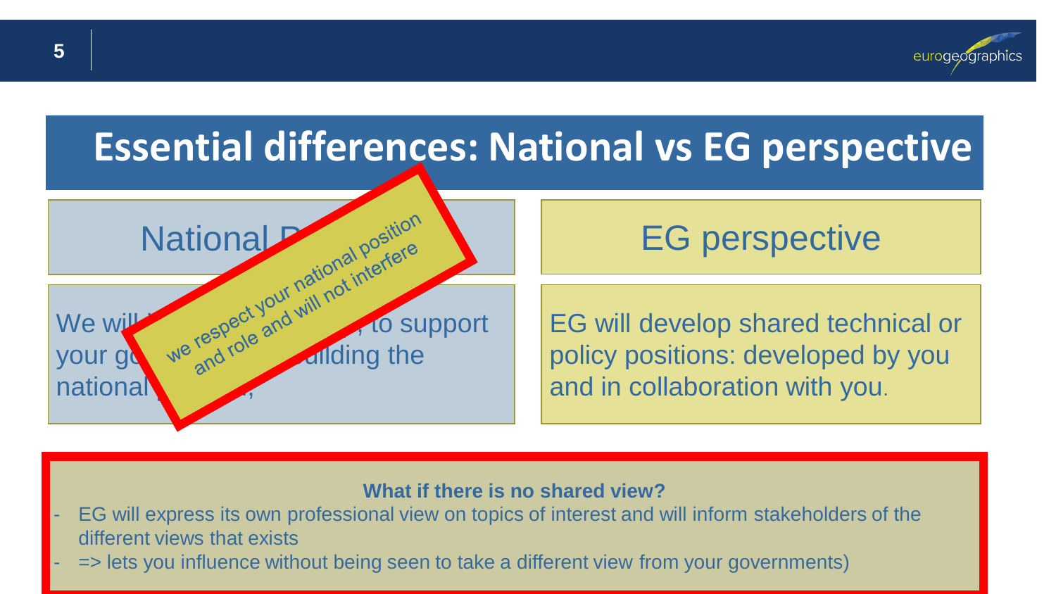# Essential differences: National vs EG perspective

## National P...

We wil... ..., to support your go... ...uilding the national ...,

*we respect your national position and role and will not interfere*

## EG perspective

EG will develop shared technical or policy positions: developed by you and in collaboration with you.

**What if there is no shared view?**

- EG will express its own professional view on topics of interest and will inform stakeholders of the different views that exists
- => lets you influence without being seen to take a different view from your governments)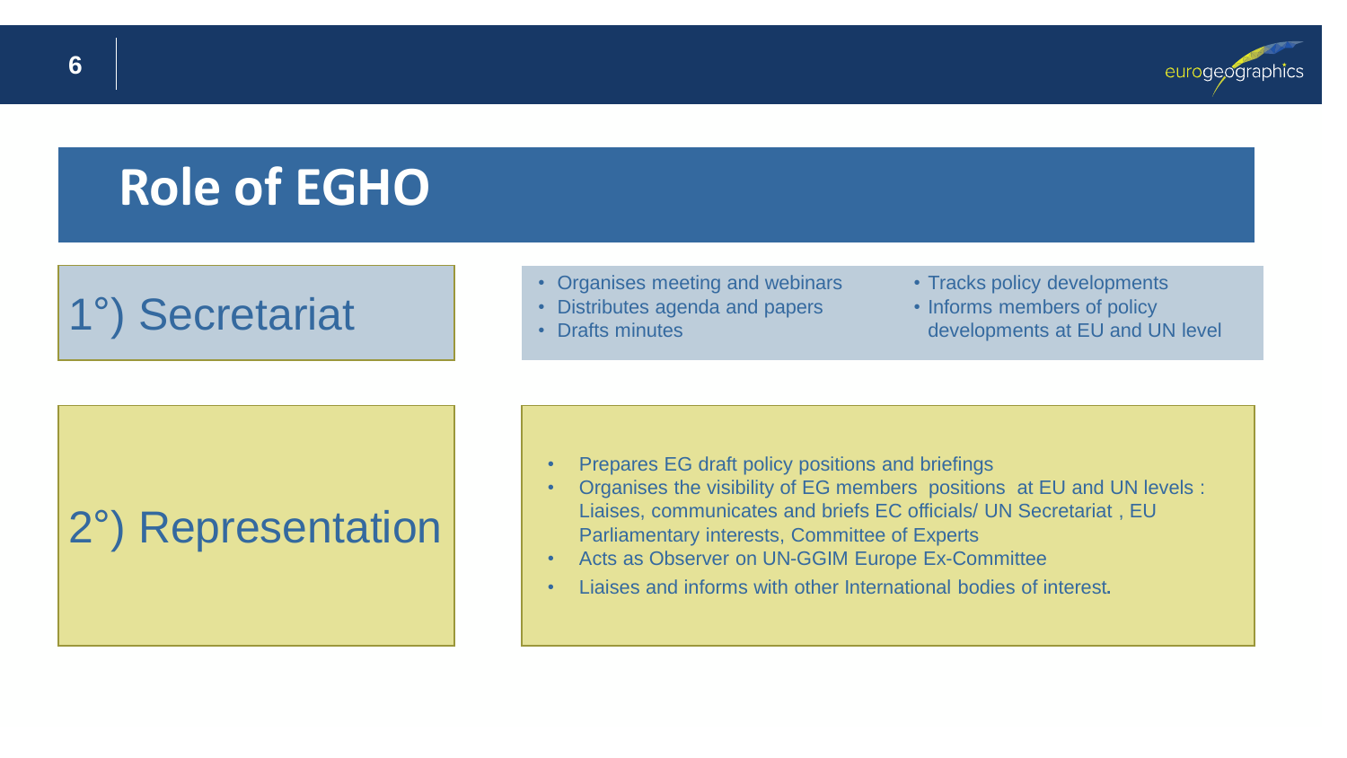# Role of EGHO

## 1°) Secretariat

- Organises meeting and webinars
- Distributes agenda and papers
- Drafts minutes
- Tracks policy developments
- Informs members of policy developments at EU and UN level

## 2°) Representation

- Prepares EG draft policy positions and briefings
- Organises the visibility of EG members positions at EU and UN levels : Liaises, communicates and briefs EC officials/ UN Secretariat , EU Parliamentary interests, Committee of Experts
- Acts as Observer on UN-GGIM Europe Ex-Committee
- Liaises and informs with other International bodies of interest.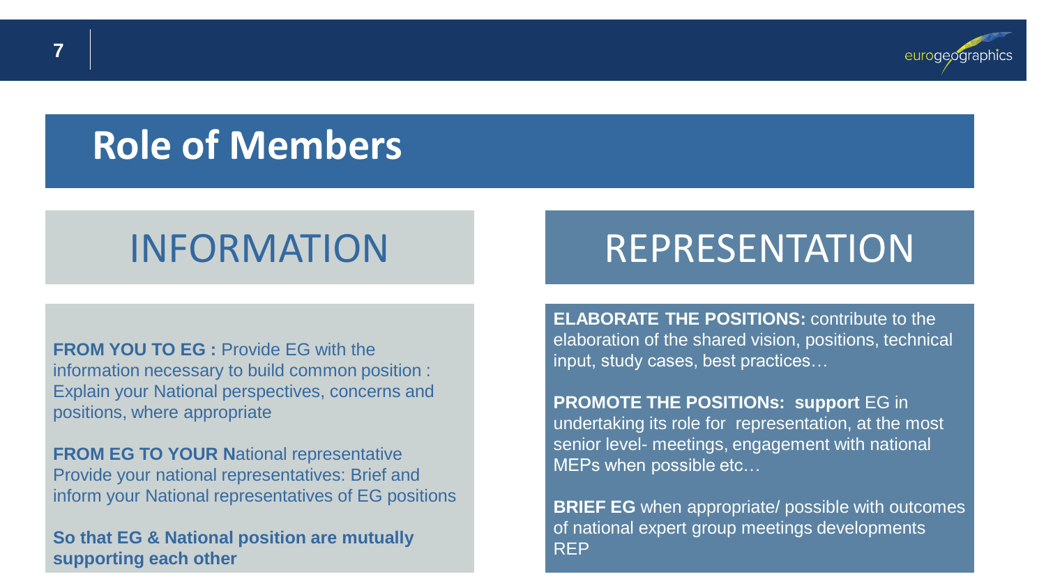# Role of Members

## INFORMATION

**FROM YOU TO EG :** Provide EG with the information necessary to build common position : Explain your National perspectives, concerns and positions, where appropriate

**FROM EG TO YOUR N**ational representative Provide your national representatives: Brief and inform your National representatives of EG positions

**So that EG & National position are mutually supporting each other**

## REPRESENTATION

**ELABORATE THE POSITIONS:** contribute to the elaboration of the shared vision, positions, technical input, study cases, best practices…

**PROMOTE THE POSITIONs: support** EG in undertaking its role for representation, at the most senior level- meetings, engagement with national MEPs when possible etc…

**BRIEF EG** when appropriate/ possible with outcomes of national expert group meetings developments REP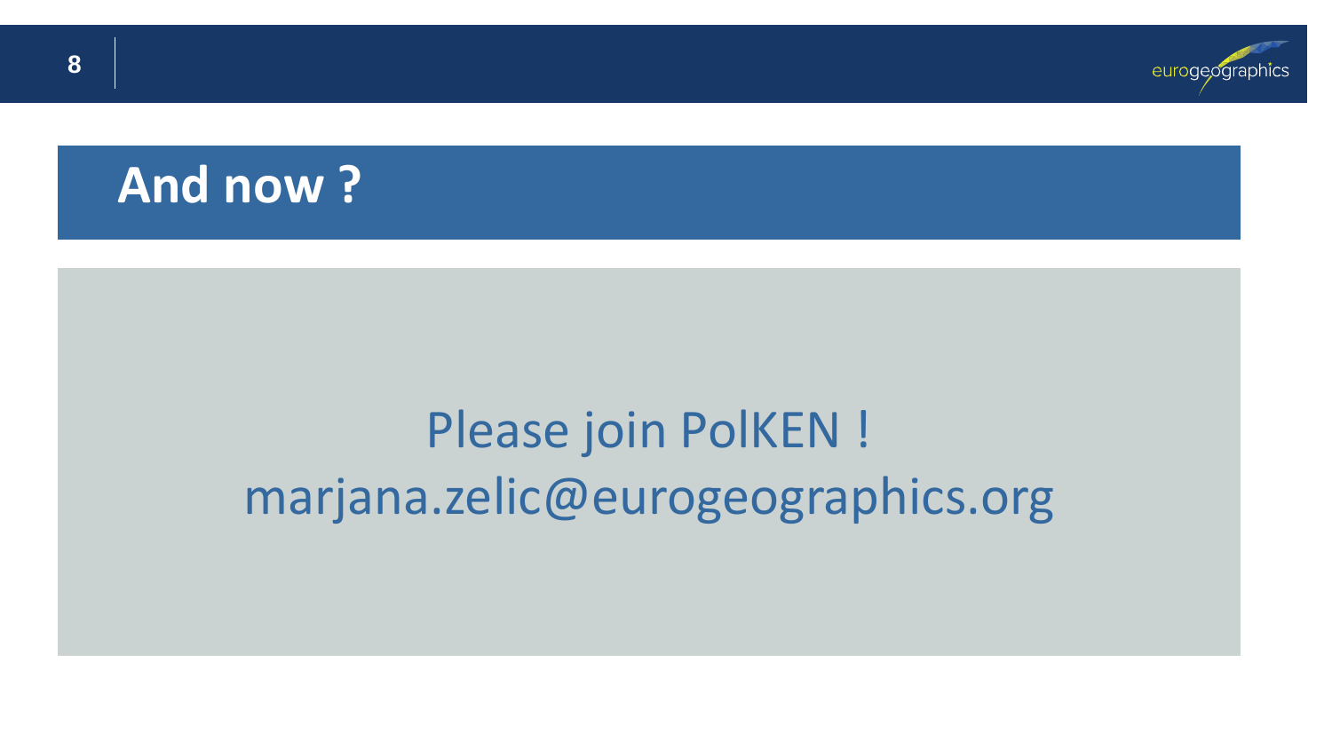# And now ?

Please join PolKEN !

marjana.zelic@eurogeographics.org